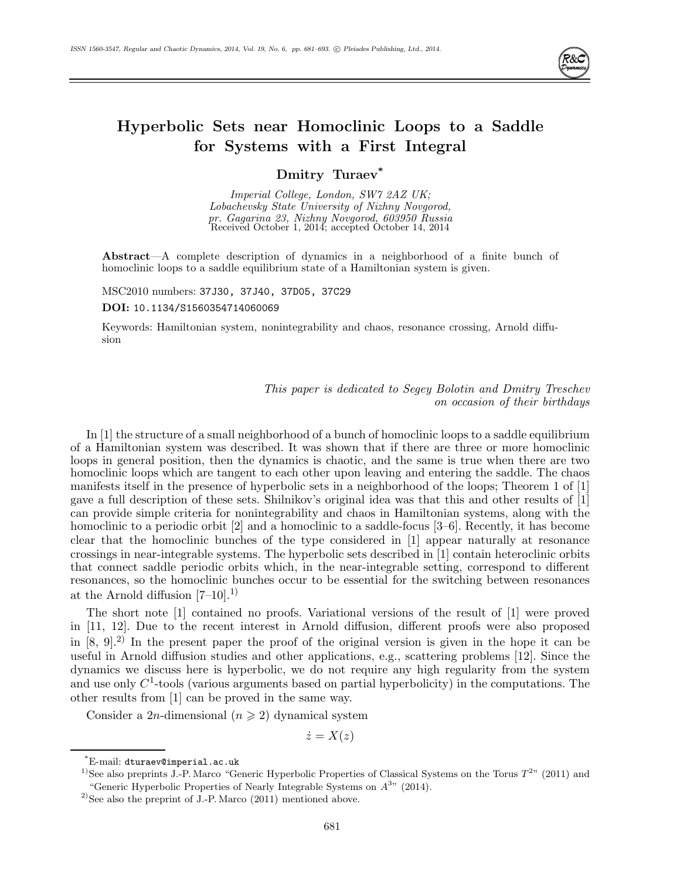# Hyperbolic Sets near Homoclinic Loops to a Saddle for Systems with a First Integral

**Dmitry Turaev***

*Imperial College, London, SW7 2AZ UK;*
*Lobachevsky State University of Nizhny Novgorod,*
*pr. Gagarina 23, Nizhny Novgorod, 603950 Russia*
Received October 1, 2014; accepted October 14, 2014

**Abstract**—A complete description of dynamics in a neighborhood of a finite bunch of homoclinic loops to a saddle equilibrium state of a Hamiltonian system is given.

MSC2010 numbers: 37J30, 37J40, 37D05, 37C29

**DOI:** 10.1134/S1560354714060069

Keywords: Hamiltonian system, nonintegrability and chaos, resonance crossing, Arnold diffusion

*This paper is dedicated to Segey Bolotin and Dmitry Treschev on occasion of their birthdays*

In [1] the structure of a small neighborhood of a bunch of homoclinic loops to a saddle equilibrium of a Hamiltonian system was described. It was shown that if there are three or more homoclinic loops in general position, then the dynamics is chaotic, and the same is true when there are two homoclinic loops which are tangent to each other upon leaving and entering the saddle. The chaos manifests itself in the presence of hyperbolic sets in a neighborhood of the loops; Theorem 1 of [1] gave a full description of these sets. Shilnikov's original idea was that this and other results of [1] can provide simple criteria for nonintegrability and chaos in Hamiltonian systems, along with the homoclinic to a periodic orbit [2] and a homoclinic to a saddle-focus [3–6]. Recently, it has become clear that the homoclinic bunches of the type considered in [1] appear naturally at resonance crossings in near-integrable systems. The hyperbolic sets described in [1] contain heteroclinic orbits that connect saddle periodic orbits which, in the near-integrable setting, correspond to different resonances, so the homoclinic bunches occur to be essential for the switching between resonances at the Arnold diffusion [7–10].[1)]

The short note [1] contained no proofs. Variational versions of the result of [1] were proved in [11, 12]. Due to the recent interest in Arnold diffusion, different proofs were also proposed in [8, 9].[2)] In the present paper the proof of the original version is given in the hope it can be useful in Arnold diffusion studies and other applications, e.g., scattering problems [12]. Since the dynamics we discuss here is hyperbolic, we do not require any high regularity from the system and use only $C^1$-tools (various arguments based on partial hyperbolicity) in the computations. The other results from [1] can be proved in the same way.

Consider a $2n$-dimensional ($n \geqslant 2$) dynamical system

$$\dot{z} = X(z)$$

---

*E-mail: dturaev@imperial.ac.uk

[1)]See also preprints J.-P. Marco "Generic Hyperbolic Properties of Classical Systems on the Torus $T^2$" (2011) and "Generic Hyperbolic Properties of Nearly Integrable Systems on $A^3$" (2014).

[2)]See also the preprint of J.-P. Marco (2011) mentioned above.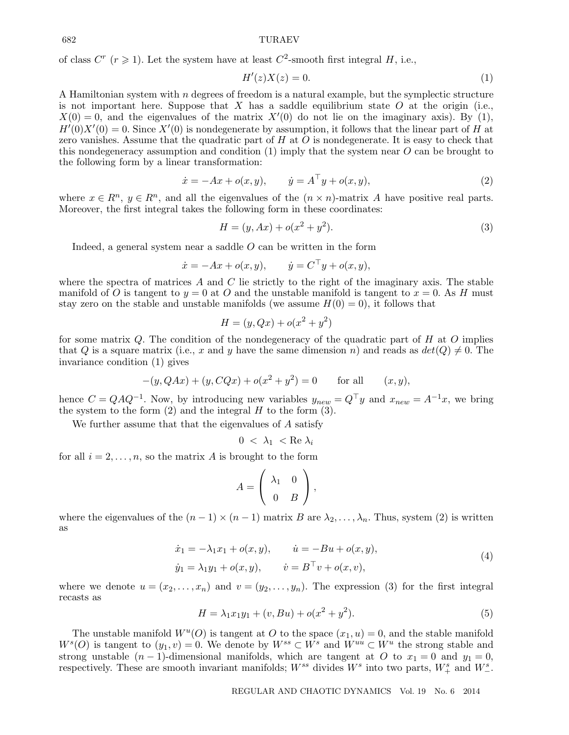of class $C^r$ ($r \geqslant 1$). Let the system have at least $C^2$-smooth first integral $H$, i.e.,

$$H'(z)X(z) = 0. \tag{1}$$

A Hamiltonian system with $n$ degrees of freedom is a natural example, but the symplectic structure is not important here. Suppose that $X$ has a saddle equilibrium state $O$ at the origin (i.e., $X(0) = 0$, and the eigenvalues of the matrix $X'(0)$ do not lie on the imaginary axis). By (1), $H'(0)X'(0) = 0$. Since $X'(0)$ is nondegenerate by assumption, it follows that the linear part of $H$ at zero vanishes. Assume that the quadratic part of $H$ at $O$ is nondegenerate. It is easy to check that this nondegeneracy assumption and condition (1) imply that the system near $O$ can be brought to the following form by a linear transformation:

$$\dot{x} = -Ax + o(x, y), \qquad \dot{y} = A^\top y + o(x, y), \tag{2}$$

where $x \in R^n$, $y \in R^n$, and all the eigenvalues of the $(n \times n)$-matrix $A$ have positive real parts. Moreover, the first integral takes the following form in these coordinates:

$$H = (y, Ax) + o(x^2 + y^2). \tag{3}$$

Indeed, a general system near a saddle $O$ can be written in the form

$$\dot{x} = -Ax + o(x, y), \qquad \dot{y} = C^\top y + o(x, y),$$

where the spectra of matrices $A$ and $C$ lie strictly to the right of the imaginary axis. The stable manifold of $O$ is tangent to $y = 0$ at $O$ and the unstable manifold is tangent to $x = 0$. As $H$ must stay zero on the stable and unstable manifolds (we assume $H(0) = 0$), it follows that

$$H = (y, Qx) + o(x^2 + y^2)$$

for some matrix $Q$. The condition of the nondegeneracy of the quadratic part of $H$ at $O$ implies that $Q$ is a square matrix (i.e., $x$ and $y$ have the same dimension $n$) and reads as $det(Q) \neq 0$. The invariance condition (1) gives

$$-(y, QAx) + (y, CQx) + o(x^2 + y^2) = 0 \qquad \text{for all} \qquad (x, y),$$

hence $C = QAQ^{-1}$. Now, by introducing new variables $y_{new} = Q^\top y$ and $x_{new} = A^{-1}x$, we bring the system to the form (2) and the integral $H$ to the form (3).

We further assume that that the eigenvalues of $A$ satisfy

$$0 \; < \; \lambda_1 \; < \text{Re}\, \lambda_i$$

for all $i = 2, \ldots, n$, so the matrix $A$ is brought to the form

$$A = \begin{pmatrix} \lambda_1 & 0 \\ 0 & B \end{pmatrix},$$

where the eigenvalues of the $(n-1) \times (n-1)$ matrix $B$ are $\lambda_2, \ldots, \lambda_n$. Thus, system (2) is written as

$$\begin{aligned} \dot{x}_1 &= -\lambda_1 x_1 + o(x, y), \qquad & \dot{u} &= -Bu + o(x, y), \\ \dot{y}_1 &= \lambda_1 y_1 + o(x, y), \qquad & \dot{v} &= B^\top v + o(x, v), \end{aligned} \tag{4}$$

where we denote $u = (x_2, \ldots, x_n)$ and $v = (y_2, \ldots, y_n)$. The expression (3) for the first integral recasts as

$$H = \lambda_1 x_1 y_1 + (v, Bu) + o(x^2 + y^2). \tag{5}$$

The unstable manifold $W^u(O)$ is tangent at $O$ to the space $(x_1, u) = 0$, and the stable manifold $W^s(O)$ is tangent to $(y_1, v) = 0$. We denote by $W^{ss} \subset W^s$ and $W^{uu} \subset W^u$ the strong stable and strong unstable $(n-1)$-dimensional manifolds, which are tangent at $O$ to $x_1 = 0$ and $y_1 = 0$, respectively. These are smooth invariant manifolds; $W^{ss}$ divides $W^s$ into two parts, $W^s_+$ and $W^s_-$.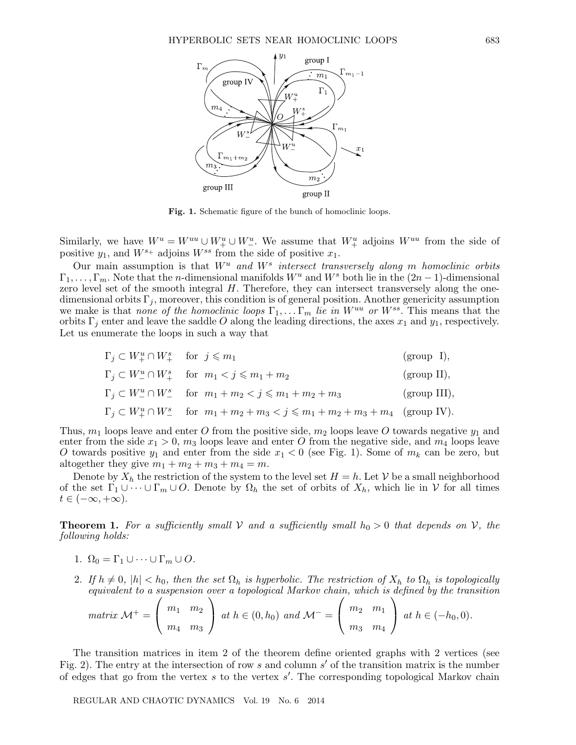Fig. 1. Schematic figure of the bunch of homoclinic loops.

Similarly, we have $W^u = W^{uu} \cup W^u_+ \cup W^u_-$. We assume that $W^u_+$ adjoins $W^{uu}$ from the side of positive $y_1$, and $W^{s+}$ adjoins $W^{ss}$ from the side of positive $x_1$.

Our main assumption is that *$W^u$ and $W^s$ intersect transversely along $m$ homoclinic orbits* $\Gamma_1, \ldots, \Gamma_m$. Note that the $n$-dimensional manifolds $W^u$ and $W^s$ both lie in the $(2n-1)$-dimensional zero level set of the smooth integral $H$. Therefore, they can intersect transversely along the one-dimensional orbits $\Gamma_j$, moreover, this condition is of general position. Another genericity assumption we make is that *none of the homoclinic loops* $\Gamma_1, \ldots \Gamma_m$ *lie in* $W^{uu}$ *or* $W^{ss}$. This means that the orbits $\Gamma_j$ enter and leave the saddle $O$ along the leading directions, the axes $x_1$ and $y_1$, respectively. Let us enumerate the loops in such a way that

$$\Gamma_j \subset W^u_+ \cap W^s_+ \quad \text{for } j \leqslant m_1 \qquad \text{(group I)},$$

$$\Gamma_j \subset W^u_- \cap W^s_+ \quad \text{for } m_1 < j \leqslant m_1 + m_2 \qquad \text{(group II)},$$

$$\Gamma_j \subset W^u_- \cap W^s_- \quad \text{for } m_1 + m_2 < j \leqslant m_1 + m_2 + m_3 \qquad \text{(group III)},$$

$$\Gamma_j \subset W^u_+ \cap W^s_- \quad \text{for } m_1 + m_2 + m_3 < j \leqslant m_1 + m_2 + m_3 + m_4 \qquad \text{(group IV)}.$$

Thus, $m_1$ loops leave and enter $O$ from the positive side, $m_2$ loops leave $O$ towards negative $y_1$ and enter from the side $x_1 > 0$, $m_3$ loops leave and enter $O$ from the negative side, and $m_4$ loops leave $O$ towards positive $y_1$ and enter from the side $x_1 < 0$ (see Fig. 1). Some of $m_k$ can be zero, but altogether they give $m_1 + m_2 + m_3 + m_4 = m$.

Denote by $X_h$ the restriction of the system to the level set $H = h$. Let $\mathcal{V}$ be a small neighborhood of the set $\Gamma_1 \cup \cdots \cup \Gamma_m \cup O$. Denote by $\Omega_h$ the set of orbits of $X_h$, which lie in $\mathcal{V}$ for all times $t \in (-\infty, +\infty)$.

**Theorem 1.** *For a sufficiently small $\mathcal{V}$ and a sufficiently small $h_0 > 0$ that depends on $\mathcal{V}$, the following holds:*

1. $\Omega_0 = \Gamma_1 \cup \cdots \cup \Gamma_m \cup O$.
2. *If $h \neq 0$, $|h| < h_0$, then the set $\Omega_h$ is hyperbolic. The restriction of $X_h$ to $\Omega_h$ is topologically equivalent to a suspension over a topological Markov chain, which is defined by the transition matrix* $\mathcal{M}^+ = \begin{pmatrix} m_1 & m_2 \\ m_4 & m_3 \end{pmatrix}$ *at* $h \in (0, h_0)$ *and* $\mathcal{M}^- = \begin{pmatrix} m_2 & m_1 \\ m_3 & m_4 \end{pmatrix}$ *at* $h \in (-h_0, 0)$.

The transition matrices in item 2 of the theorem define oriented graphs with 2 vertices (see Fig. 2). The entry at the intersection of row $s$ and column $s'$ of the transition matrix is the number of edges that go from the vertex $s$ to the vertex $s'$. The corresponding topological Markov chain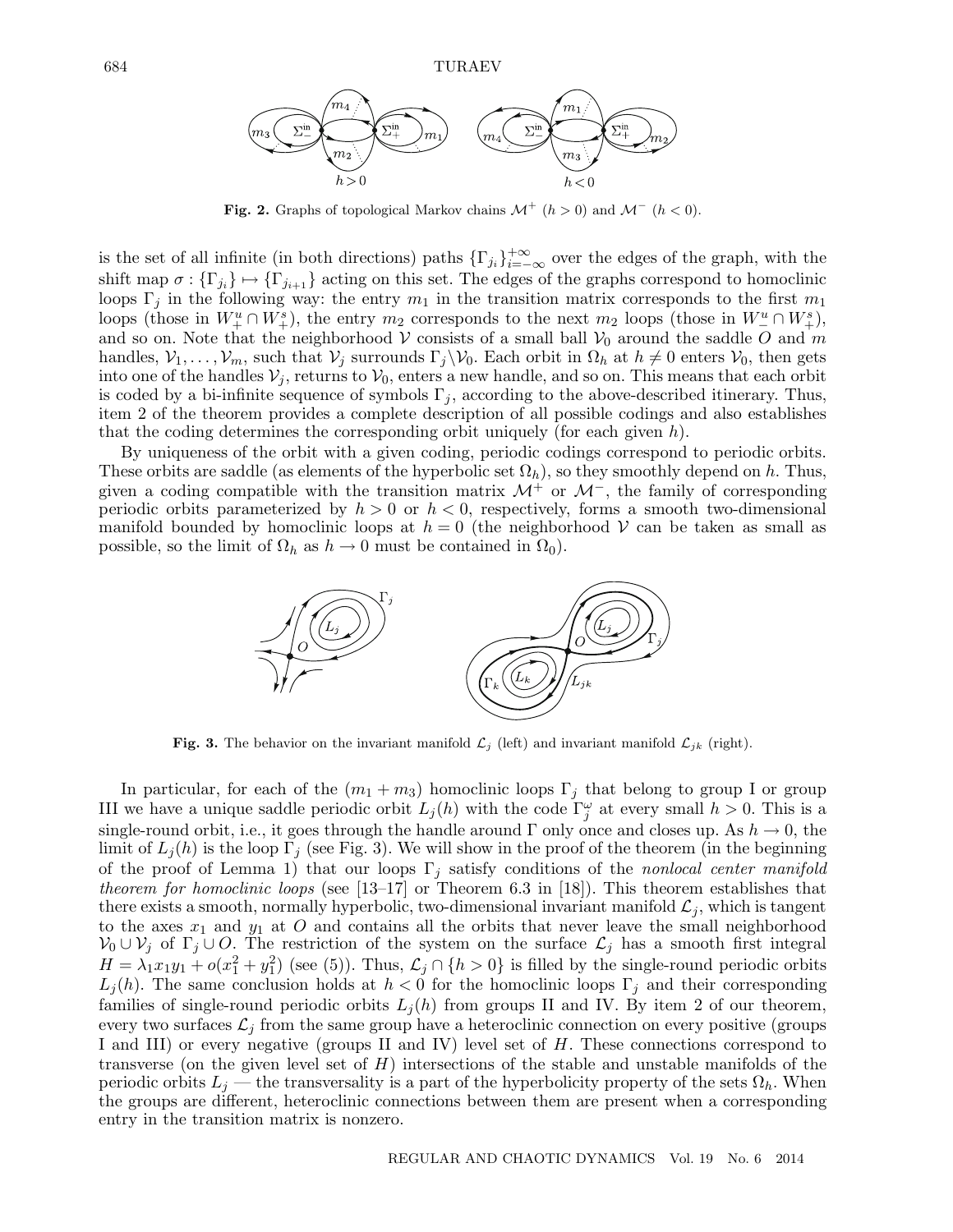**Fig. 2.** Graphs of topological Markov chains $\mathcal{M}^+$ ($h > 0$) and $\mathcal{M}^-$ ($h < 0$).

is the set of all infinite (in both directions) paths $\{\Gamma_{j_i}\}_{i=-\infty}^{+\infty}$ over the edges of the graph, with the shift map $\sigma : \{\Gamma_{j_i}\} \mapsto \{\Gamma_{j_{i+1}}\}$ acting on this set. The edges of the graphs correspond to homoclinic loops $\Gamma_j$ in the following way: the entry $m_1$ in the transition matrix corresponds to the first $m_1$ loops (those in $W^u_+ \cap W^s_+$), the entry $m_2$ corresponds to the next $m_2$ loops (those in $W^u_- \cap W^s_+$), and so on. Note that the neighborhood $\mathcal{V}$ consists of a small ball $\mathcal{V}_0$ around the saddle $O$ and $m$ handles, $\mathcal{V}_1, \ldots, \mathcal{V}_m$, such that $\mathcal{V}_j$ surrounds $\Gamma_j \backslash \mathcal{V}_0$. Each orbit in $\Omega_h$ at $h \neq 0$ enters $\mathcal{V}_0$, then gets into one of the handles $\mathcal{V}_j$, returns to $\mathcal{V}_0$, enters a new handle, and so on. This means that each orbit is coded by a bi-infinite sequence of symbols $\Gamma_j$, according to the above-described itinerary. Thus, item 2 of the theorem provides a complete description of all possible codings and also establishes that the coding determines the corresponding orbit uniquely (for each given $h$).

By uniqueness of the orbit with a given coding, periodic codings correspond to periodic orbits. These orbits are saddle (as elements of the hyperbolic set $\Omega_h$), so they smoothly depend on $h$. Thus, given a coding compatible with the transition matrix $\mathcal{M}^+$ or $\mathcal{M}^-$, the family of corresponding periodic orbits parameterized by $h > 0$ or $h < 0$, respectively, forms a smooth two-dimensional manifold bounded by homoclinic loops at $h = 0$ (the neighborhood $\mathcal{V}$ can be taken as small as possible, so the limit of $\Omega_h$ as $h \to 0$ must be contained in $\Omega_0$).

**Fig. 3.** The behavior on the invariant manifold $\mathcal{L}_j$ (left) and invariant manifold $\mathcal{L}_{jk}$ (right).

In particular, for each of the $(m_1 + m_3)$ homoclinic loops $\Gamma_j$ that belong to group I or group III we have a unique saddle periodic orbit $L_j(h)$ with the code $\Gamma_j^\omega$ at every small $h > 0$. This is a single-round orbit, i.e., it goes through the handle around $\Gamma$ only once and closes up. As $h \to 0$, the limit of $L_j(h)$ is the loop $\Gamma_j$ (see Fig. 3). We will show in the proof of the theorem (in the beginning of the proof of Lemma 1) that our loops $\Gamma_j$ satisfy conditions of the *nonlocal center manifold theorem for homoclinic loops* (see [13–17] or Theorem 6.3 in [18]). This theorem establishes that there exists a smooth, normally hyperbolic, two-dimensional invariant manifold $\mathcal{L}_j$, which is tangent to the axes $x_1$ and $y_1$ at $O$ and contains all the orbits that never leave the small neighborhood $\mathcal{V}_0 \cup \mathcal{V}_j$ of $\Gamma_j \cup O$. The restriction of the system on the surface $\mathcal{L}_j$ has a smooth first integral $H = \lambda_1 x_1 y_1 + o(x_1^2 + y_1^2)$ (see (5)). Thus, $\mathcal{L}_j \cap \{h > 0\}$ is filled by the single-round periodic orbits $L_j(h)$. The same conclusion holds at $h < 0$ for the homoclinic loops $\Gamma_j$ and their corresponding families of single-round periodic orbits $L_j(h)$ from groups II and IV. By item 2 of our theorem, every two surfaces $\mathcal{L}_j$ from the same group have a heteroclinic connection on every positive (groups I and III) or every negative (groups II and IV) level set of $H$. These connections correspond to transverse (on the given level set of $H$) intersections of the stable and unstable manifolds of the periodic orbits $L_j$ — the transversality is a part of the hyperbolicity property of the sets $\Omega_h$. When the groups are different, heteroclinic connections between them are present when a corresponding entry in the transition matrix is nonzero.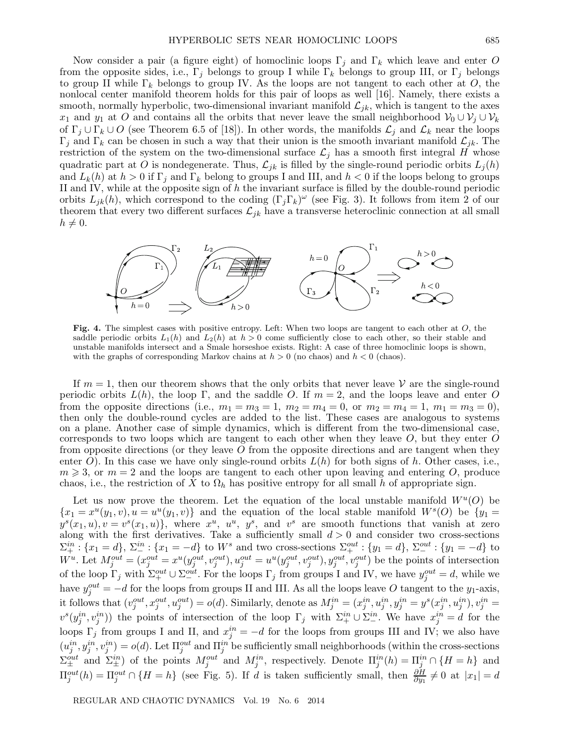Now consider a pair (a figure eight) of homoclinic loops $\Gamma_j$ and $\Gamma_k$ which leave and enter $O$ from the opposite sides, i.e., $\Gamma_j$ belongs to group I while $\Gamma_k$ belongs to group III, or $\Gamma_j$ belongs to group II while $\Gamma_k$ belongs to group IV. As the loops are not tangent to each other at $O$, the nonlocal center manifold theorem holds for this pair of loops as well [16]. Namely, there exists a smooth, normally hyperbolic, two-dimensional invariant manifold $\mathcal{L}_{jk}$, which is tangent to the axes $x_1$ and $y_1$ at $O$ and contains all the orbits that never leave the small neighborhood $\mathcal{V}_0 \cup \mathcal{V}_j \cup \mathcal{V}_k$ of $\Gamma_j \cup \Gamma_k \cup O$ (see Theorem 6.5 of [18]). In other words, the manifolds $\mathcal{L}_j$ and $\mathcal{L}_k$ near the loops $\Gamma_j$ and $\Gamma_k$ can be chosen in such a way that their union is the smooth invariant manifold $\mathcal{L}_{jk}$. The restriction of the system on the two-dimensional surface $\mathcal{L}_j$ has a smooth first integral $H$ whose quadratic part at $O$ is nondegenerate. Thus, $\mathcal{L}_{jk}$ is filled by the single-round periodic orbits $L_j(h)$ and $L_k(h)$ at $h > 0$ if $\Gamma_j$ and $\Gamma_k$ belong to groups I and III, and $h < 0$ if the loops belong to groups II and IV, while at the opposite sign of $h$ the invariant surface is filled by the double-round periodic orbits $L_{jk}(h)$, which correspond to the coding $(\Gamma_j\Gamma_k)^\omega$ (see Fig. 3). It follows from item 2 of our theorem that every two different surfaces $\mathcal{L}_{jk}$ have a transverse heteroclinic connection at all small $h \neq 0$.

**Fig. 4.** The simplest cases with positive entropy. Left: When two loops are tangent to each other at $O$, the saddle periodic orbits $L_1(h)$ and $L_2(h)$ at $h > 0$ come sufficiently close to each other, so their stable and unstable manifolds intersect and a Smale horseshoe exists. Right: A case of three homoclinic loops is shown, with the graphs of corresponding Markov chains at $h > 0$ (no chaos) and $h < 0$ (chaos).

If $m = 1$, then our theorem shows that the only orbits that never leave $\mathcal{V}$ are the single-round periodic orbits $L(h)$, the loop $\Gamma$, and the saddle $O$. If $m = 2$, and the loops leave and enter $O$ from the opposite directions (i.e., $m_1 = m_3 = 1$, $m_2 = m_4 = 0$, or $m_2 = m_4 = 1$, $m_1 = m_3 = 0$), then only the double-round cycles are added to the list. These cases are analogous to systems on a plane. Another case of simple dynamics, which is different from the two-dimensional case, corresponds to two loops which are tangent to each other when they leave $O$, but they enter $O$ from opposite directions (or they leave $O$ from the opposite directions and are tangent when they enter $O$). In this case we have only single-round orbits $L(h)$ for both signs of $h$. Other cases, i.e., $m \geqslant 3$, or $m = 2$ and the loops are tangent to each other upon leaving and entering $O$, produce chaos, i.e., the restriction of $X$ to $\Omega_h$ has positive entropy for all small $h$ of appropriate sign.

Let us now prove the theorem. Let the equation of the local unstable manifold $W^u(O)$ be $\{x_1 = x^u(y_1, v), u = u^u(y_1, v)\}$ and the equation of the local stable manifold $W^s(O)$ be $\{y_1 = y^s(x_1, u), v = v^s(x_1, u)\}$, where $x^u$, $u^u$, $y^s$, and $v^s$ are smooth functions that vanish at zero along with the first derivatives. Take a sufficiently small $d > 0$ and consider two cross-sections $\Sigma_+^{in} : \{x_1 = d\}$, $\Sigma_-^{in} : \{x_1 = -d\}$ to $W^s$ and two cross-sections $\Sigma_+^{out} : \{y_1 = d\}$, $\Sigma_-^{out} : \{y_1 = -d\}$ to $W^u$. Let $M_j^{out} = (x_j^{out} = x^u(y_j^{out}, v_j^{out}), u_j^{out} = u^u(y_j^{out}, v_j^{out}), y_j^{out}, v_j^{out})$ be the points of intersection of the loop $\Gamma_j$ with $\Sigma_+^{out} \cup \Sigma_-^{out}$. For the loops $\Gamma_j$ from groups I and IV, we have $y_j^{out} = d$, while we have $y_j^{out} = -d$ for the loops from groups II and III. As all the loops leave $O$ tangent to the $y_1$-axis, it follows that $(v_j^{out}, x_j^{out}, u_j^{out}) = o(d)$. Similarly, denote as $M_j^{in} = (x_j^{in}, u_j^{in}, y_j^{in} = y^s(x_j^{in}, u_j^{in}), v_j^{in} = v^s(y_j^{in}, v_j^{in}))$ the points of intersection of the loop $\Gamma_j$ with $\Sigma_+^{in} \cup \Sigma_-^{in}$. We have $x_j^{in} = d$ for the loops $\Gamma_j$ from groups I and II, and $x_j^{in} = -d$ for the loops from groups III and IV; we also have $(u_j^{in}, y_j^{in}, v_j^{in}) = o(d)$. Let $\Pi_j^{out}$ and $\Pi_j^{in}$ be sufficiently small neighborhoods (within the cross-sections $\Sigma_\pm^{out}$ and $\Sigma_\pm^{in}$) of the points $M_j^{out}$ and $M_j^{in}$, respectively. Denote $\Pi_j^{in}(h) = \Pi_j^{in} \cap \{H = h\}$ and $\Pi_j^{out}(h) = \Pi_j^{out} \cap \{H = h\}$ (see Fig. 5). If $d$ is taken sufficiently small, then $\frac{\partial H}{\partial y_1} \neq 0$ at $|x_1| = d$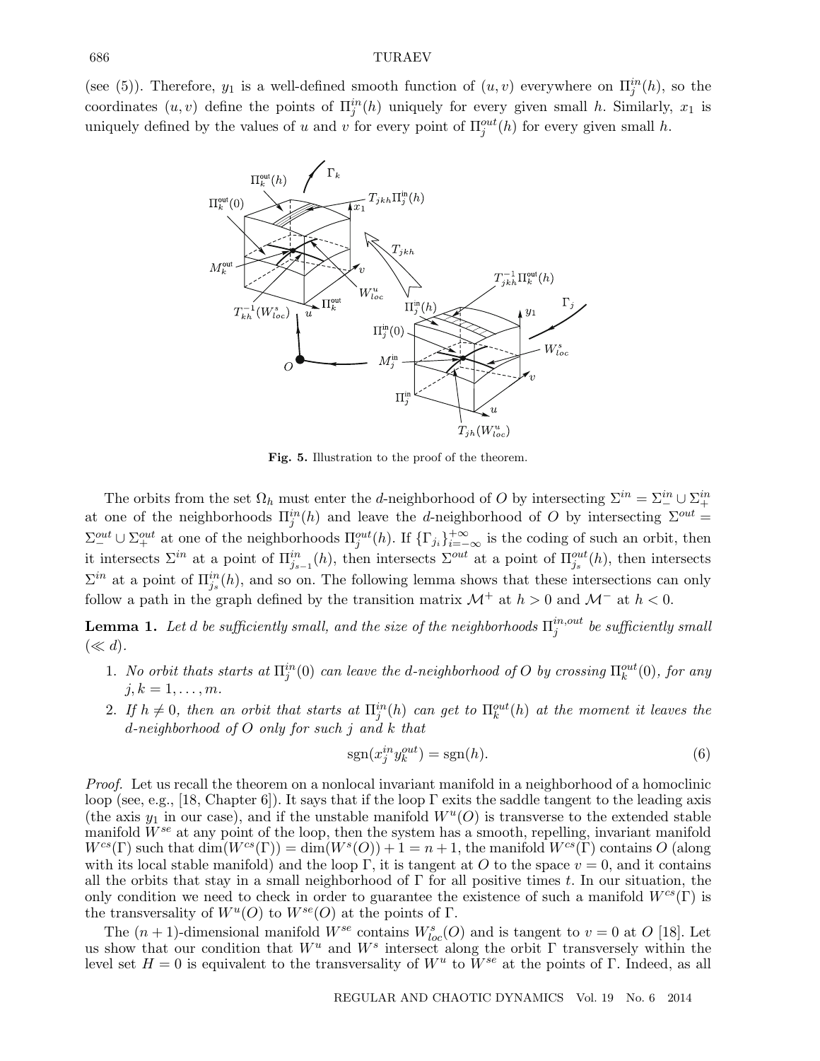(see (5)). Therefore, $y_1$ is a well-defined smooth function of $(u, v)$ everywhere on $\Pi_j^{in}(h)$, so the coordinates $(u, v)$ define the points of $\Pi_j^{in}(h)$ uniquely for every given small $h$. Similarly, $x_1$ is uniquely defined by the values of $u$ and $v$ for every point of $\Pi_j^{out}(h)$ for every given small $h$.

**Fig. 5.** Illustration to the proof of the theorem.

The orbits from the set $\Omega_h$ must enter the $d$-neighborhood of $O$ by intersecting $\Sigma^{in} = \Sigma_-^{in} \cup \Sigma_+^{in}$ at one of the neighborhoods $\Pi_j^{in}(h)$ and leave the $d$-neighborhood of $O$ by intersecting $\Sigma^{out} = \Sigma_-^{out} \cup \Sigma_+^{out}$ at one of the neighborhoods $\Pi_j^{out}(h)$. If $\{\Gamma_{j_i}\}_{i=-\infty}^{+\infty}$ is the coding of such an orbit, then it intersects $\Sigma^{in}$ at a point of $\Pi_{j_{s-1}}^{in}(h)$, then intersects $\Sigma^{out}$ at a point of $\Pi_{j_s}^{out}(h)$, then intersects $\Sigma^{in}$ at a point of $\Pi_{j_s}^{in}(h)$, and so on. The following lemma shows that these intersections can only follow a path in the graph defined by the transition matrix $\mathcal{M}^+$ at $h > 0$ and $\mathcal{M}^-$ at $h < 0$.

**Lemma 1.** *Let $d$ be sufficiently small, and the size of the neighborhoods $\Pi_j^{in,out}$ be sufficiently small ($\ll d$).*

1. *No orbit thats starts at $\Pi_j^{in}(0)$ can leave the $d$-neighborhood of $O$ by crossing $\Pi_k^{out}(0)$, for any $j, k = 1, \dots, m$.*
2. *If $h \neq 0$, then an orbit that starts at $\Pi_j^{in}(h)$ can get to $\Pi_k^{out}(h)$ at the moment it leaves the $d$-neighborhood of $O$ only for such $j$ and $k$ that*

$$\operatorname{sgn}(x_j^{in} y_k^{out}) = \operatorname{sgn}(h). \tag{6}$$

*Proof.* Let us recall the theorem on a nonlocal invariant manifold in a neighborhood of a homoclinic loop (see, e.g., [18, Chapter 6]). It says that if the loop $\Gamma$ exits the saddle tangent to the leading axis (the axis $y_1$ in our case), and if the unstable manifold $W^u(O)$ is transverse to the extended stable manifold $W^{se}$ at any point of the loop, then the system has a smooth, repelling, invariant manifold $W^{cs}(\Gamma)$ such that $\dim(W^{cs}(\Gamma)) = \dim(W^s(O)) + 1 = n + 1$, the manifold $W^{cs}(\Gamma)$ contains $O$ (along with its local stable manifold) and the loop $\Gamma$, it is tangent at $O$ to the space $v = 0$, and it contains all the orbits that stay in a small neighborhood of $\Gamma$ for all positive times $t$. In our situation, the only condition we need to check in order to guarantee the existence of such a manifold $W^{cs}(\Gamma)$ is the transversality of $W^u(O)$ to $W^{se}(O)$ at the points of $\Gamma$.

The $(n + 1)$-dimensional manifold $W^{se}$ contains $W_{loc}^s(O)$ and is tangent to $v = 0$ at $O$ [18]. Let us show that our condition that $W^u$ and $W^s$ intersect along the orbit $\Gamma$ transversely within the level set $H = 0$ is equivalent to the transversality of $W^u$ to $W^{se}$ at the points of $\Gamma$. Indeed, as all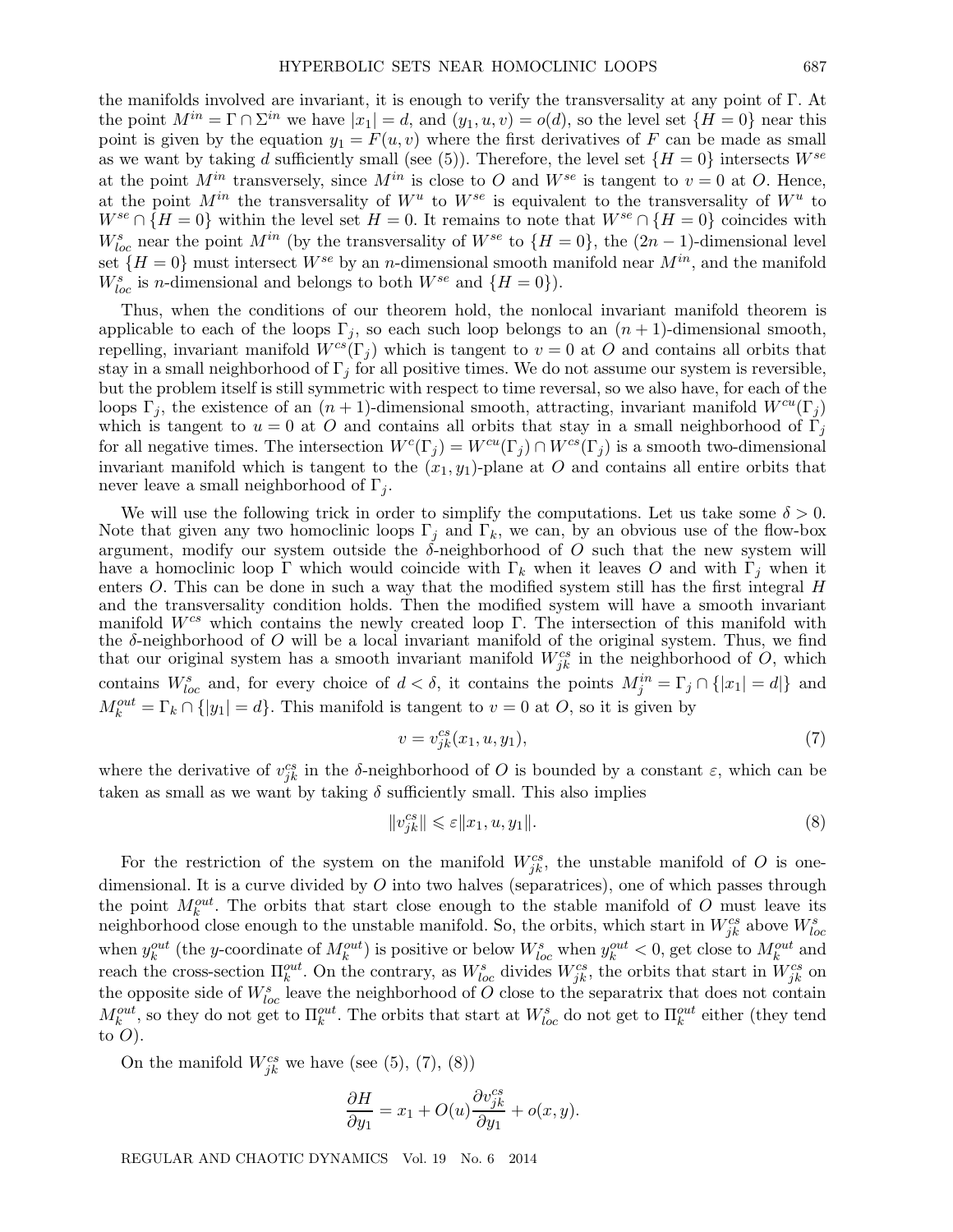the manifolds involved are invariant, it is enough to verify the transversality at any point of $\Gamma$. At the point $M^{in} = \Gamma \cap \Sigma^{in}$ we have $|x_1| = d$, and $(y_1, u, v) = o(d)$, so the level set $\{H = 0\}$ near this point is given by the equation $y_1 = F(u, v)$ where the first derivatives of $F$ can be made as small as we want by taking $d$ sufficiently small (see (5)). Therefore, the level set $\{H = 0\}$ intersects $W^{se}$ at the point $M^{in}$ transversely, since $M^{in}$ is close to $O$ and $W^{se}$ is tangent to $v = 0$ at $O$. Hence, at the point $M^{in}$ the transversality of $W^u$ to $W^{se}$ is equivalent to the transversality of $W^u$ to $W^{se} \cap \{H = 0\}$ within the level set $H = 0$. It remains to note that $W^{se} \cap \{H = 0\}$ coincides with $W^s_{loc}$ near the point $M^{in}$ (by the transversality of $W^{se}$ to $\{H = 0\}$, the $(2n-1)$-dimensional level set $\{H = 0\}$ must intersect $W^{se}$ by an $n$-dimensional smooth manifold near $M^{in}$, and the manifold $W^s_{loc}$ is $n$-dimensional and belongs to both $W^{se}$ and $\{H = 0\}$).

Thus, when the conditions of our theorem hold, the nonlocal invariant manifold theorem is applicable to each of the loops $\Gamma_j$, so each such loop belongs to an $(n+1)$-dimensional smooth, repelling, invariant manifold $W^{cs}(\Gamma_j)$ which is tangent to $v = 0$ at $O$ and contains all orbits that stay in a small neighborhood of $\Gamma_j$ for all positive times. We do not assume our system is reversible, but the problem itself is still symmetric with respect to time reversal, so we also have, for each of the loops $\Gamma_j$, the existence of an $(n+1)$-dimensional smooth, attracting, invariant manifold $W^{cu}(\Gamma_j)$ which is tangent to $u = 0$ at $O$ and contains all orbits that stay in a small neighborhood of $\Gamma_j$ for all negative times. The intersection $W^c(\Gamma_j) = W^{cu}(\Gamma_j) \cap W^{cs}(\Gamma_j)$ is a smooth two-dimensional invariant manifold which is tangent to the $(x_1, y_1)$-plane at $O$ and contains all entire orbits that never leave a small neighborhood of $\Gamma_j$.

We will use the following trick in order to simplify the computations. Let us take some $\delta > 0$. Note that given any two homoclinic loops $\Gamma_j$ and $\Gamma_k$, we can, by an obvious use of the flow-box argument, modify our system outside the $\delta$-neighborhood of $O$ such that the new system will have a homoclinic loop $\Gamma$ which would coincide with $\Gamma_k$ when it leaves $O$ and with $\Gamma_j$ when it enters $O$. This can be done in such a way that the modified system still has the first integral $H$ and the transversality condition holds. Then the modified system will have a smooth invariant manifold $W^{cs}$ which contains the newly created loop $\Gamma$. The intersection of this manifold with the $\delta$-neighborhood of $O$ will be a local invariant manifold of the original system. Thus, we find that our original system has a smooth invariant manifold $W^{cs}_{jk}$ in the neighborhood of $O$, which contains $W^s_{loc}$ and, for every choice of $d < \delta$, it contains the points $M^{in}_j = \Gamma_j \cap \{|x_1| = d|\}$ and $M^{out}_k = \Gamma_k \cap \{|y_1| = d\}$. This manifold is tangent to $v = 0$ at $O$, so it is given by

$$v = v^{cs}_{jk}(x_1, u, y_1), \tag{7}$$

where the derivative of $v^{cs}_{jk}$ in the $\delta$-neighborhood of $O$ is bounded by a constant $\varepsilon$, which can be taken as small as we want by taking $\delta$ sufficiently small. This also implies

$$\|v^{cs}_{jk}\| \leqslant \varepsilon \|x_1, u, y_1\|. \tag{8}$$

For the restriction of the system on the manifold $W^{cs}_{jk}$, the unstable manifold of $O$ is one-dimensional. It is a curve divided by $O$ into two halves (separatrices), one of which passes through the point $M^{out}_k$. The orbits that start close enough to the stable manifold of $O$ must leave its neighborhood close enough to the unstable manifold. So, the orbits, which start in $W^{cs}_{jk}$ above $W^s_{loc}$ when $y^{out}_k$ (the $y$-coordinate of $M^{out}_k$) is positive or below $W^s_{loc}$ when $y^{out}_k < 0$, get close to $M^{out}_k$ and reach the cross-section $\Pi^{out}_k$. On the contrary, as $W^s_{loc}$ divides $W^{cs}_{jk}$, the orbits that start in $W^{cs}_{jk}$ on the opposite side of $W^s_{loc}$ leave the neighborhood of $O$ close to the separatrix that does not contain $M^{out}_k$, so they do not get to $\Pi^{out}_k$. The orbits that start at $W^s_{loc}$ do not get to $\Pi^{out}_k$ either (they tend to $O$).

On the manifold $W^{cs}_{jk}$ we have (see (5), (7), (8))

$$\frac{\partial H}{\partial y_1} = x_1 + O(u)\frac{\partial v^{cs}_{jk}}{\partial y_1} + o(x, y).$$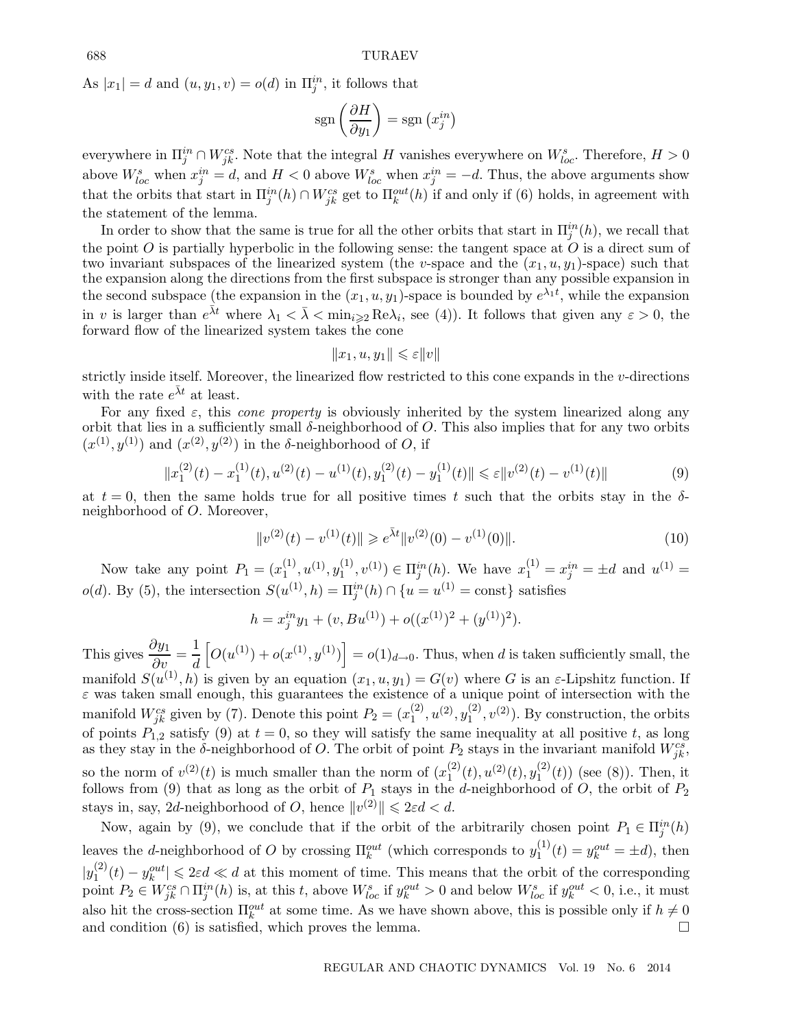As $|x_1| = d$ and $(u, y_1, v) = o(d)$ in $\Pi_j^{in}$, it follows that

$$\operatorname{sgn}\left(\frac{\partial H}{\partial y_1}\right) = \operatorname{sgn}\left(x_j^{in}\right)$$

everywhere in $\Pi_j^{in} \cap W_{jk}^{cs}$. Note that the integral $H$ vanishes everywhere on $W_{loc}^s$. Therefore, $H > 0$ above $W_{loc}^s$ when $x_j^{in} = d$, and $H < 0$ above $W_{loc}^s$ when $x_j^{in} = -d$. Thus, the above arguments show that the orbits that start in $\Pi_j^{in}(h) \cap W_{jk}^{cs}$ get to $\Pi_k^{out}(h)$ if and only if (6) holds, in agreement with the statement of the lemma.

In order to show that the same is true for all the other orbits that start in $\Pi_j^{in}(h)$, we recall that the point $O$ is partially hyperbolic in the following sense: the tangent space at $O$ is a direct sum of two invariant subspaces of the linearized system (the $v$-space and the $(x_1, u, y_1)$-space) such that the expansion along the directions from the first subspace is stronger than any possible expansion in the second subspace (the expansion in the $(x_1, u, y_1)$-space is bounded by $e^{\lambda_1 t}$, while the expansion in $v$ is larger than $e^{\bar{\lambda} t}$ where $\lambda_1 < \bar{\lambda} < \min_{i \geqslant 2} \mathrm{Re}\lambda_i$, see (4)). It follows that given any $\varepsilon > 0$, the forward flow of the linearized system takes the cone

$$\|x_1, u, y_1\| \leqslant \varepsilon \|v\|$$

strictly inside itself. Moreover, the linearized flow restricted to this cone expands in the $v$-directions with the rate $e^{\bar{\lambda} t}$ at least.

For any fixed $\varepsilon$, this *cone property* is obviously inherited by the system linearized along any orbit that lies in a sufficiently small $\delta$-neighborhood of $O$. This also implies that for any two orbits $(x^{(1)}, y^{(1)})$ and $(x^{(2)}, y^{(2)})$ in the $\delta$-neighborhood of $O$, if

$$\|x_1^{(2)}(t) - x_1^{(1)}(t), u^{(2)}(t) - u^{(1)}(t), y_1^{(2)}(t) - y_1^{(1)}(t)\| \leqslant \varepsilon \|v^{(2)}(t) - v^{(1)}(t)\| \tag{9}$$

at $t = 0$, then the same holds true for all positive times $t$ such that the orbits stay in the $\delta$-neighborhood of $O$. Moreover,

$$\|v^{(2)}(t) - v^{(1)}(t)\| \geqslant e^{\bar{\lambda} t} \|v^{(2)}(0) - v^{(1)}(0)\|. \tag{10}$$

Now take any point $P_1 = (x_1^{(1)}, u^{(1)}, y_1^{(1)}, v^{(1)}) \in \Pi_j^{in}(h)$. We have $x_1^{(1)} = x_j^{in} = \pm d$ and $u^{(1)} = o(d)$. By (5), the intersection $S(u^{(1)}, h) = \Pi_j^{in}(h) \cap \{u = u^{(1)} = \text{const}\}$ satisfies

$$h = x_j^{in} y_1 + (v, B u^{(1)}) + o((x^{(1)})^2 + (y^{(1)})^2).$$

This gives $\dfrac{\partial y_1}{\partial v} = \dfrac{1}{d}\left[O(u^{(1)}) + o(x^{(1)}, y^{(1)})\right] = o(1)_{d \to 0}$. Thus, when $d$ is taken sufficiently small, the manifold $S(u^{(1)}, h)$ is given by an equation $(x_1, u, y_1) = G(v)$ where $G$ is an $\varepsilon$-Lipshitz function. If $\varepsilon$ was taken small enough, this guarantees the existence of a unique point of intersection with the manifold $W_{jk}^{cs}$ given by (7). Denote this point $P_2 = (x_1^{(2)}, u^{(2)}, y_1^{(2)}, v^{(2)})$. By construction, the orbits of points $P_{1,2}$ satisfy (9) at $t = 0$, so they will satisfy the same inequality at all positive $t$, as long as they stay in the $\delta$-neighborhood of $O$. The orbit of point $P_2$ stays in the invariant manifold $W_{jk}^{cs}$, so the norm of $v^{(2)}(t)$ is much smaller than the norm of $(x_1^{(2)}(t), u^{(2)}(t), y_1^{(2)}(t))$ (see (8)). Then, it follows from (9) that as long as the orbit of $P_1$ stays in the $d$-neighborhood of $O$, the orbit of $P_2$ stays in, say, $2d$-neighborhood of $O$, hence $\|v^{(2)}\| \leqslant 2\varepsilon d < d$.

Now, again by (9), we conclude that if the orbit of the arbitrarily chosen point $P_1 \in \Pi_j^{in}(h)$ leaves the $d$-neighborhood of $O$ by crossing $\Pi_k^{out}$ (which corresponds to $y_1^{(1)}(t) = y_k^{out} = \pm d$), then $|y_1^{(2)}(t) - y_k^{out}| \leqslant 2\varepsilon d \ll d$ at this moment of time. This means that the orbit of the corresponding point $P_2 \in W_{jk}^{cs} \cap \Pi_j^{in}(h)$ is, at this $t$, above $W_{loc}^s$ if $y_k^{out} > 0$ and below $W_{loc}^s$ if $y_k^{out} < 0$, i.e., it must also hit the cross-section $\Pi_k^{out}$ at some time. As we have shown above, this is possible only if $h \neq 0$ and condition (6) is satisfied, which proves the lemma. $\square$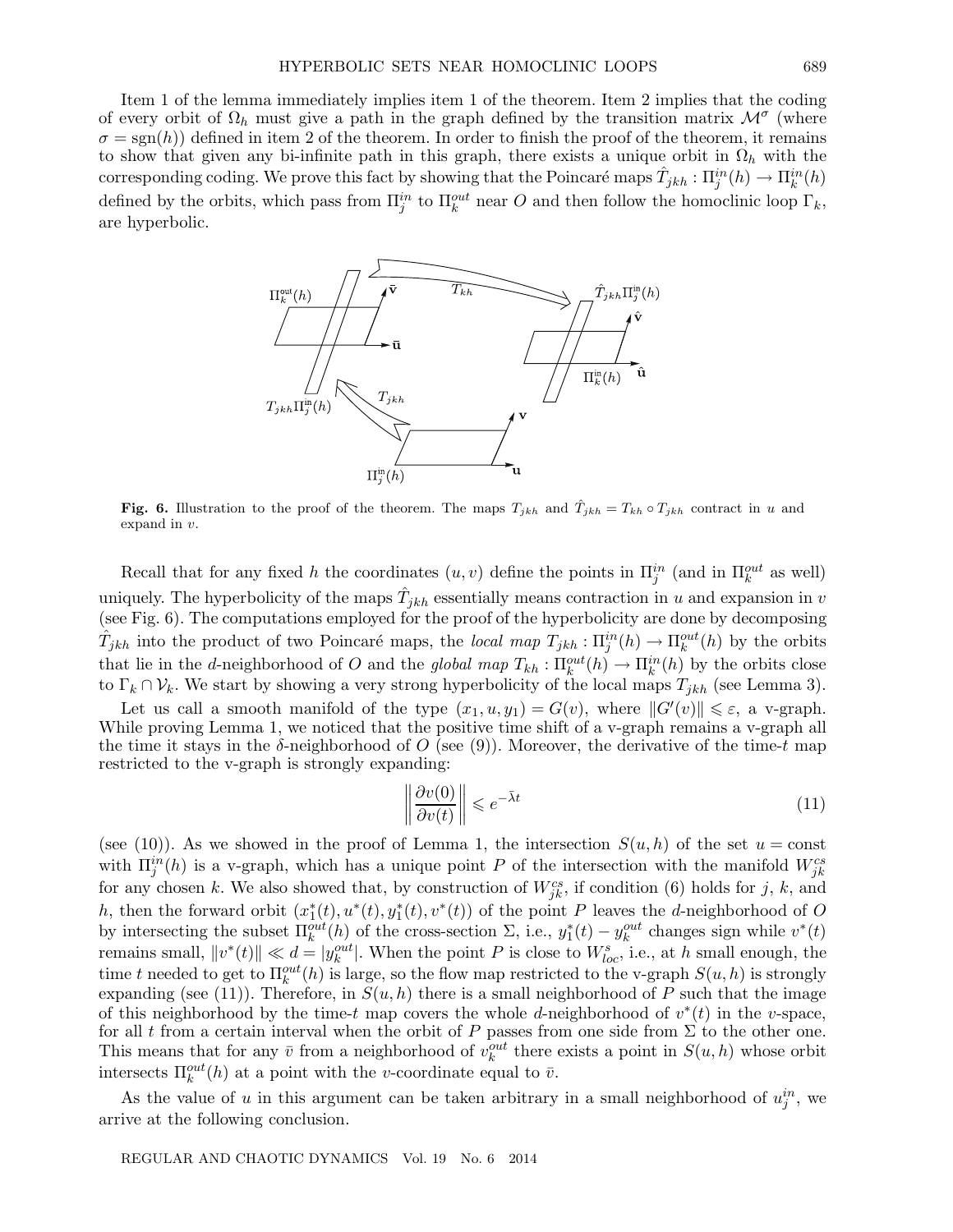Item 1 of the lemma immediately implies item 1 of the theorem. Item 2 implies that the coding of every orbit of $\Omega_h$ must give a path in the graph defined by the transition matrix $\mathcal{M}^\sigma$ (where $\sigma = \mathrm{sgn}(h)$) defined in item 2 of the theorem. In order to finish the proof of the theorem, it remains to show that given any bi-infinite path in this graph, there exists a unique orbit in $\Omega_h$ with the corresponding coding. We prove this fact by showing that the Poincaré maps $\hat{T}_{jkh} : \Pi_j^{in}(h) \to \Pi_k^{in}(h)$ defined by the orbits, which pass from $\Pi_j^{in}$ to $\Pi_k^{out}$ near $O$ and then follow the homoclinic loop $\Gamma_k$, are hyperbolic.

**Fig. 6.** Illustration to the proof of the theorem. The maps $T_{jkh}$ and $\hat{T}_{jkh} = T_{kh} \circ T_{jkh}$ contract in $u$ and expand in $v$.

Recall that for any fixed $h$ the coordinates $(u, v)$ define the points in $\Pi_j^{in}$ (and in $\Pi_k^{out}$ as well) uniquely. The hyperbolicity of the maps $\hat{T}_{jkh}$ essentially means contraction in $u$ and expansion in $v$ (see Fig. 6). The computations employed for the proof of the hyperbolicity are done by decomposing $\hat{T}_{jkh}$ into the product of two Poincaré maps, the *local map* $T_{jkh} : \Pi_j^{in}(h) \to \Pi_k^{out}(h)$ by the orbits that lie in the $d$-neighborhood of $O$ and the *global map* $T_{kh} : \Pi_k^{out}(h) \to \Pi_k^{in}(h)$ by the orbits close to $\Gamma_k \cap \mathcal{V}_k$. We start by showing a very strong hyperbolicity of the local maps $T_{jkh}$ (see Lemma 3).

Let us call a smooth manifold of the type $(x_1, u, y_1) = G(v)$, where $\|G'(v)\| \leqslant \varepsilon$, a v-graph. While proving Lemma 1, we noticed that the positive time shift of a v-graph remains a v-graph all the time it stays in the $\delta$-neighborhood of $O$ (see (9)). Moreover, the derivative of the time-$t$ map restricted to the v-graph is strongly expanding:

$$\left\| \frac{\partial v(0)}{\partial v(t)} \right\| \leqslant e^{-\bar{\lambda} t} \tag{11}$$

(see (10)). As we showed in the proof of Lemma 1, the intersection $S(u, h)$ of the set $u = \text{const}$ with $\Pi_j^{in}(h)$ is a v-graph, which has a unique point $P$ of the intersection with the manifold $W_{jk}^{cs}$ for any chosen $k$. We also showed that, by construction of $W_{jk}^{cs}$, if condition (6) holds for $j$, $k$, and $h$, then the forward orbit $(x_1^*(t), u^*(t), y_1^*(t), v^*(t))$ of the point $P$ leaves the $d$-neighborhood of $O$ by intersecting the subset $\Pi_k^{out}(h)$ of the cross-section $\Sigma$, i.e., $y_1^*(t) - y_k^{out}$ changes sign while $v^*(t)$ remains small, $\|v^*(t)\| \ll d = |y_k^{out}|$. When the point $P$ is close to $W_{loc}^s$, i.e., at $h$ small enough, the time $t$ needed to get to $\Pi_k^{out}(h)$ is large, so the flow map restricted to the v-graph $S(u, h)$ is strongly expanding (see (11)). Therefore, in $S(u, h)$ there is a small neighborhood of $P$ such that the image of this neighborhood by the time-$t$ map covers the whole $d$-neighborhood of $v^*(t)$ in the $v$-space, for all $t$ from a certain interval when the orbit of $P$ passes from one side from $\Sigma$ to the other one. This means that for any $\bar{v}$ from a neighborhood of $v_k^{out}$ there exists a point in $S(u, h)$ whose orbit intersects $\Pi_k^{out}(h)$ at a point with the $v$-coordinate equal to $\bar{v}$.

As the value of $u$ in this argument can be taken arbitrary in a small neighborhood of $u_j^{in}$, we arrive at the following conclusion.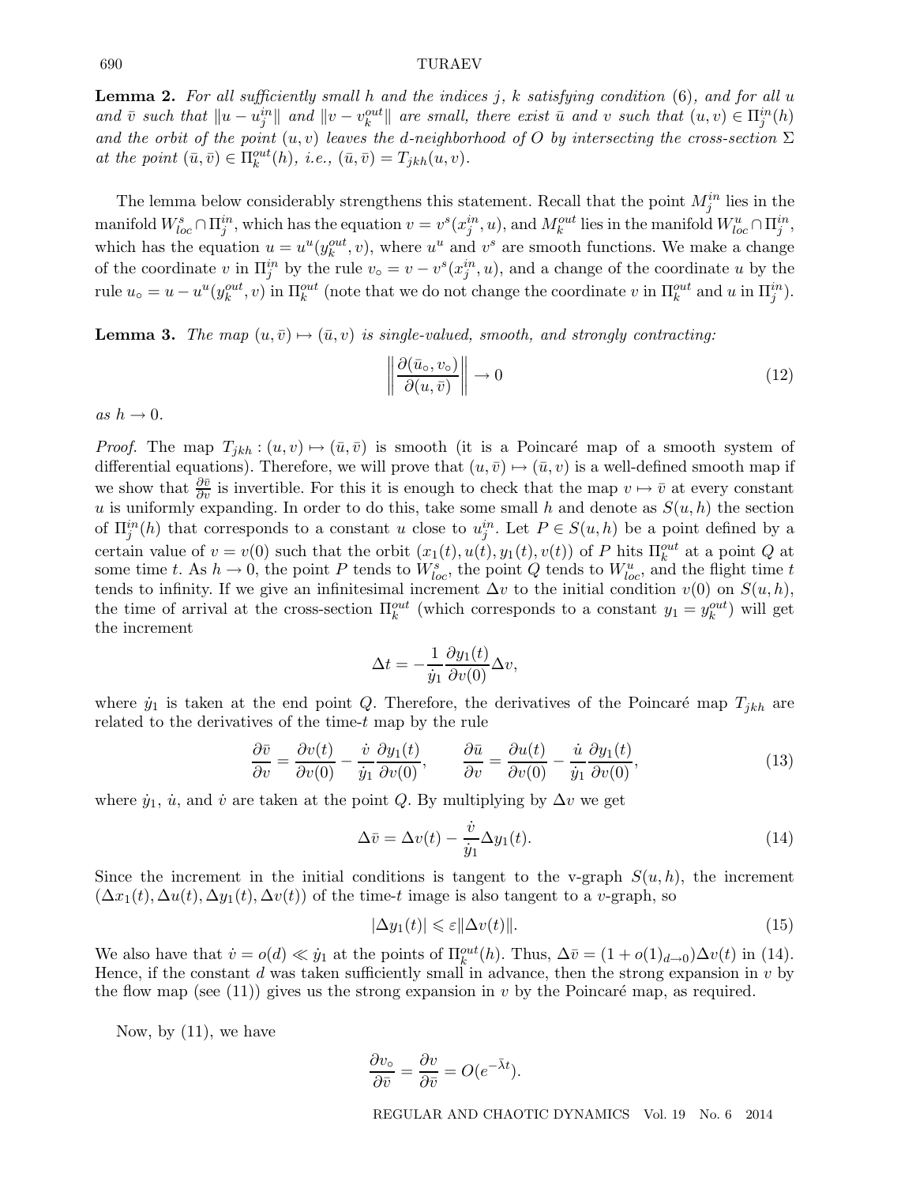**Lemma 2.** *For all sufficiently small $h$ and the indices $j$, $k$ satisfying condition* (6)*, and for all $u$ and $\bar{v}$ such that $\|u - u_j^{in}\|$ and $\|v - v_k^{out}\|$ are small, there exist $\bar{u}$ and $v$ such that $(u,v) \in \Pi_j^{in}(h)$ and the orbit of the point $(u,v)$ leaves the $d$-neighborhood of $O$ by intersecting the cross-section $\Sigma$ at the point $(\bar{u},\bar{v}) \in \Pi_k^{out}(h)$, i.e., $(\bar{u},\bar{v}) = T_{jkh}(u,v)$.*

The lemma below considerably strengthens this statement. Recall that the point $M_j^{in}$ lies in the manifold $W_{loc}^s \cap \Pi_j^{in}$, which has the equation $v = v^s(x_j^{in}, u)$, and $M_k^{out}$ lies in the manifold $W_{loc}^u \cap \Pi_j^{in}$, which has the equation $u = u^u(y_k^{out}, v)$, where $u^u$ and $v^s$ are smooth functions. We make a change of the coordinate $v$ in $\Pi_j^{in}$ by the rule $v_\circ = v - v^s(x_j^{in}, u)$, and a change of the coordinate $u$ by the rule $u_\circ = u - u^u(y_k^{out}, v)$ in $\Pi_k^{out}$ (note that we do not change the coordinate $v$ in $\Pi_k^{out}$ and $u$ in $\Pi_j^{in}$).

**Lemma 3.** *The map $(u,\bar{v}) \mapsto (\bar{u}, v)$ is single-valued, smooth, and strongly contracting:*

$$\left\| \frac{\partial(\bar{u}_\circ, v_\circ)}{\partial(u,\bar{v})} \right\| \to 0 \tag{12}$$

*as $h \to 0$.*

*Proof.* The map $T_{jkh} : (u,v) \mapsto (\bar{u},\bar{v})$ is smooth (it is a Poincaré map of a smooth system of differential equations). Therefore, we will prove that $(u,\bar{v}) \mapsto (\bar{u}, v)$ is a well-defined smooth map if we show that $\frac{\partial \bar{v}}{\partial v}$ is invertible. For this it is enough to check that the map $v \mapsto \bar{v}$ at every constant $u$ is uniformly expanding. In order to do this, take some small $h$ and denote as $S(u,h)$ the section of $\Pi_j^{in}(h)$ that corresponds to a constant $u$ close to $u_j^{in}$. Let $P \in S(u,h)$ be a point defined by a certain value of $v = v(0)$ such that the orbit $(x_1(t), u(t), y_1(t), v(t))$ of $P$ hits $\Pi_k^{out}$ at a point $Q$ at some time $t$. As $h \to 0$, the point $P$ tends to $W_{loc}^s$, the point $Q$ tends to $W_{loc}^u$, and the flight time $t$ tends to infinity. If we give an infinitesimal increment $\Delta v$ to the initial condition $v(0)$ on $S(u,h)$, the time of arrival at the cross-section $\Pi_k^{out}$ (which corresponds to a constant $y_1 = y_k^{out}$) will get the increment

$$\Delta t = -\frac{1}{\dot{y}_1} \frac{\partial y_1(t)}{\partial v(0)} \Delta v,$$

where $\dot{y}_1$ is taken at the end point $Q$. Therefore, the derivatives of the Poincaré map $T_{jkh}$ are related to the derivatives of the time-$t$ map by the rule

$$\frac{\partial \bar{v}}{\partial v} = \frac{\partial v(t)}{\partial v(0)} - \frac{\dot{v}}{\dot{y}_1} \frac{\partial y_1(t)}{\partial v(0)}, \qquad \frac{\partial \bar{u}}{\partial v} = \frac{\partial u(t)}{\partial v(0)} - \frac{\dot{u}}{\dot{y}_1} \frac{\partial y_1(t)}{\partial v(0)}, \tag{13}$$

where $\dot{y}_1$, $\dot{u}$, and $\dot{v}$ are taken at the point $Q$. By multiplying by $\Delta v$ we get

$$\Delta \bar{v} = \Delta v(t) - \frac{\dot{v}}{\dot{y}_1} \Delta y_1(t). \tag{14}$$

Since the increment in the initial conditions is tangent to the v-graph $S(u,h)$, the increment $(\Delta x_1(t), \Delta u(t), \Delta y_1(t), \Delta v(t))$ of the time-$t$ image is also tangent to a $v$-graph, so

$$|\Delta y_1(t)| \leqslant \varepsilon \|\Delta v(t)\|. \tag{15}$$

We also have that $\dot{v} = o(d) \ll \dot{y}_1$ at the points of $\Pi_k^{out}(h)$. Thus, $\Delta \bar{v} = (1 + o(1)_{d \to 0}) \Delta v(t)$ in (14). Hence, if the constant $d$ was taken sufficiently small in advance, then the strong expansion in $v$ by the flow map (see (11)) gives us the strong expansion in $v$ by the Poincaré map, as required.

Now, by (11), we have

$$\frac{\partial v_\circ}{\partial \bar{v}} = \frac{\partial v}{\partial \bar{v}} = O(e^{-\bar{\lambda} t}).$$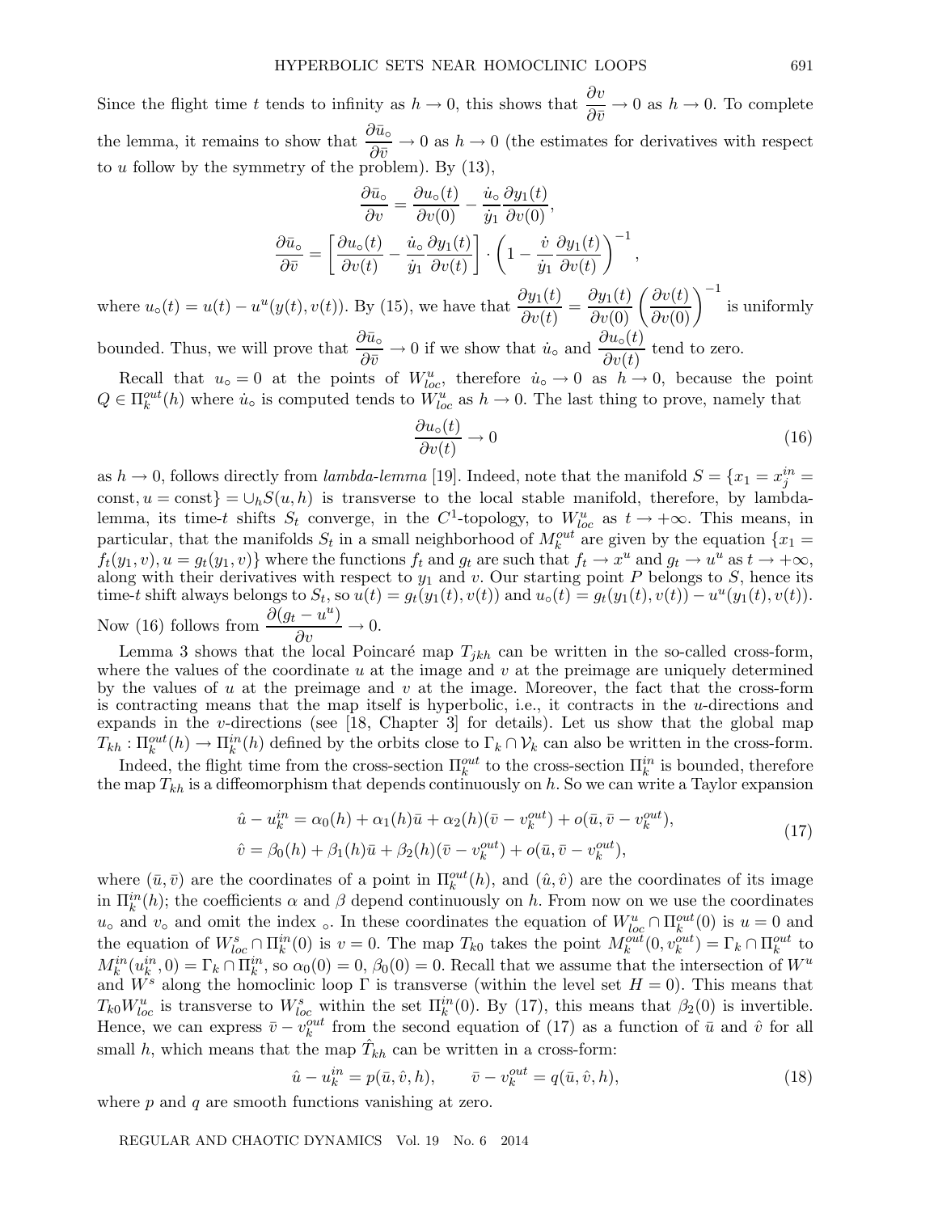Since the flight time $t$ tends to infinity as $h \to 0$, this shows that $\dfrac{\partial v}{\partial \bar{v}} \to 0$ as $h \to 0$. To complete the lemma, it remains to show that $\dfrac{\partial \bar{u}_\circ}{\partial \bar{v}} \to 0$ as $h \to 0$ (the estimates for derivatives with respect to $u$ follow by the symmetry of the problem). By (13),

$$\frac{\partial \bar{u}_\circ}{\partial v} = \frac{\partial u_\circ(t)}{\partial v(0)} - \frac{\dot{u}_\circ}{\dot{y}_1}\frac{\partial y_1(t)}{\partial v(0)},$$

$$\frac{\partial \bar{u}_\circ}{\partial \bar{v}} = \left[\frac{\partial u_\circ(t)}{\partial v(t)} - \frac{\dot{u}_\circ}{\dot{y}_1}\frac{\partial y_1(t)}{\partial v(t)}\right] \cdot \left(1 - \frac{\dot{v}}{\dot{y}_1}\frac{\partial y_1(t)}{\partial v(t)}\right)^{-1},$$

where $u_\circ(t) = u(t) - u^u(y(t), v(t))$. By (15), we have that $\dfrac{\partial y_1(t)}{\partial v(t)} = \dfrac{\partial y_1(t)}{\partial v(0)}\left(\dfrac{\partial v(t)}{\partial v(0)}\right)^{-1}$ is uniformly bounded. Thus, we will prove that $\dfrac{\partial \bar{u}_\circ}{\partial \bar{v}} \to 0$ if we show that $\dot{u}_\circ$ and $\dfrac{\partial u_\circ(t)}{\partial v(t)}$ tend to zero.

Recall that $u_\circ = 0$ at the points of $W^u_{loc}$, therefore $\dot{u}_\circ \to 0$ as $h \to 0$, because the point $Q \in \Pi^{out}_k(h)$ where $\dot{u}_\circ$ is computed tends to $W^u_{loc}$ as $h \to 0$. The last thing to prove, namely that

$$\frac{\partial u_\circ(t)}{\partial v(t)} \to 0 \tag{16}$$

as $h \to 0$, follows directly from *lambda-lemma* [19]. Indeed, note that the manifold $S = \{x_1 = x^{in}_j = \text{const}, u = \text{const}\} = \cup_h S(u, h)$ is transverse to the local stable manifold, therefore, by lambda-lemma, its time-$t$ shifts $S_t$ converge, in the $C^1$-topology, to $W^u_{loc}$ as $t \to +\infty$. This means, in particular, that the manifolds $S_t$ in a small neighborhood of $M^{out}_k$ are given by the equation $\{x_1 = f_t(y_1, v), u = g_t(y_1, v)\}$ where the functions $f_t$ and $g_t$ are such that $f_t \to x^u$ and $g_t \to u^u$ as $t \to +\infty$, along with their derivatives with respect to $y_1$ and $v$. Our starting point $P$ belongs to $S$, hence its time-$t$ shift always belongs to $S_t$, so $u(t) = g_t(y_1(t), v(t))$ and $u_\circ(t) = g_t(y_1(t), v(t)) - u^u(y_1(t), v(t))$. Now (16) follows from $\dfrac{\partial(g_t - u^u)}{\partial v} \to 0$.

Lemma 3 shows that the local Poincaré map $T_{jkh}$ can be written in the so-called cross-form, where the values of the coordinate $u$ at the image and $v$ at the preimage are uniquely determined by the values of $u$ at the preimage and $v$ at the image. Moreover, the fact that the cross-form is contracting means that the map itself is hyperbolic, i.e., it contracts in the $u$-directions and expands in the $v$-directions (see [18, Chapter 3] for details). Let us show that the global map $T_{kh} : \Pi^{out}_k(h) \to \Pi^{in}_k(h)$ defined by the orbits close to $\Gamma_k \cap \mathcal{V}_k$ can also be written in the cross-form.

Indeed, the flight time from the cross-section $\Pi^{out}_k$ to the cross-section $\Pi^{in}_k$ is bounded, therefore the map $T_{kh}$ is a diffeomorphism that depends continuously on $h$. So we can write a Taylor expansion

$$\begin{aligned}
\hat{u} - u^{in}_k &= \alpha_0(h) + \alpha_1(h)\bar{u} + \alpha_2(h)(\bar{v} - v^{out}_k) + o(\bar{u}, \bar{v} - v^{out}_k),\\
\hat{v} &= \beta_0(h) + \beta_1(h)\bar{u} + \beta_2(h)(\bar{v} - v^{out}_k) + o(\bar{u}, \bar{v} - v^{out}_k),
\end{aligned} \tag{17}$$

where $(\bar{u}, \bar{v})$ are the coordinates of a point in $\Pi^{out}_k(h)$, and $(\hat{u}, \hat{v})$ are the coordinates of its image in $\Pi^{in}_k(h)$; the coefficients $\alpha$ and $\beta$ depend continuously on $h$. From now on we use the coordinates $u_\circ$ and $v_\circ$ and omit the index $_\circ$. In these coordinates the equation of $W^u_{loc} \cap \Pi^{out}_k(0)$ is $u = 0$ and the equation of $W^s_{loc} \cap \Pi^{in}_k(0)$ is $v = 0$. The map $T_{k0}$ takes the point $M^{out}_k(0, v^{out}_k) = \Gamma_k \cap \Pi^{out}_k$ to $M^{in}_k(u^{in}_k, 0) = \Gamma_k \cap \Pi^{in}_k$, so $\alpha_0(0) = 0$, $\beta_0(0) = 0$. Recall that we assume that the intersection of $W^u$ and $W^s$ along the homoclinic loop $\Gamma$ is transverse (within the level set $H = 0$). This means that $T_{k0}W^u_{loc}$ is transverse to $W^s_{loc}$ within the set $\Pi^{in}_k(0)$. By (17), this means that $\beta_2(0)$ is invertible. Hence, we can express $\bar{v} - v^{out}_k$ from the second equation of (17) as a function of $\bar{u}$ and $\hat{v}$ for all small $h$, which means that the map $\hat{T}_{kh}$ can be written in a cross-form:

$$\hat{u} - u^{in}_k = p(\bar{u}, \hat{v}, h), \qquad \bar{v} - v^{out}_k = q(\bar{u}, \hat{v}, h), \tag{18}$$

where $p$ and $q$ are smooth functions vanishing at zero.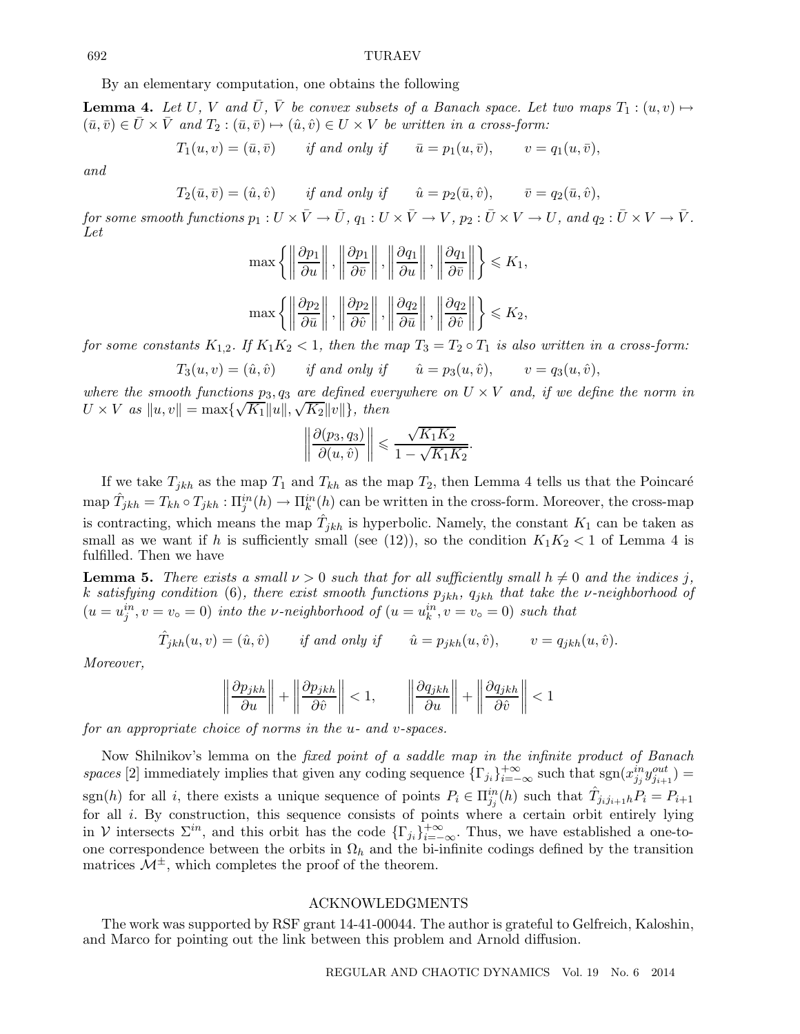By an elementary computation, one obtains the following

**Lemma 4.** *Let $U$, $V$ and $\bar{U}$, $\bar{V}$ be convex subsets of a Banach space. Let two maps $T_1 : (u,v) \mapsto (\bar{u},\bar{v}) \in \bar{U} \times \bar{V}$ and $T_2 : (\bar{u},\bar{v}) \mapsto (\hat{u},\hat{v}) \in U \times V$ be written in a cross-form:*

$$T_1(u,v) = (\bar{u},\bar{v}) \qquad \text{if and only if} \qquad \bar{u} = p_1(u,\bar{v}), \qquad v = q_1(u,\bar{v}),$$

*and*

$$T_2(\bar{u},\bar{v}) = (\hat{u},\hat{v}) \qquad \text{if and only if} \qquad \hat{u} = p_2(\bar{u},\hat{v}), \qquad \bar{v} = q_2(\bar{u},\hat{v}),$$

*for some smooth functions $p_1 : U \times \bar{V} \to \bar{U}$, $q_1 : U \times \bar{V} \to V$, $p_2 : \bar{U} \times V \to U$, and $q_2 : \bar{U} \times V \to \bar{V}$. Let*

$$\max\left\{ \left\|\frac{\partial p_1}{\partial u}\right\|, \left\|\frac{\partial p_1}{\partial \bar{v}}\right\|, \left\|\frac{\partial q_1}{\partial u}\right\|, \left\|\frac{\partial q_1}{\partial \bar{v}}\right\| \right\} \leqslant K_1,$$

$$\max\left\{ \left\|\frac{\partial p_2}{\partial \bar{u}}\right\|, \left\|\frac{\partial p_2}{\partial \hat{v}}\right\|, \left\|\frac{\partial q_2}{\partial \bar{u}}\right\|, \left\|\frac{\partial q_2}{\partial \hat{v}}\right\| \right\} \leqslant K_2,$$

*for some constants $K_{1,2}$. If $K_1K_2 < 1$, then the map $T_3 = T_2 \circ T_1$ is also written in a cross-form:*

$$T_3(u,v) = (\hat{u},\hat{v}) \qquad \text{if and only if} \qquad \hat{u} = p_3(u,\hat{v}), \qquad v = q_3(u,\hat{v}),$$

*where the smooth functions $p_3, q_3$ are defined everywhere on $U \times V$ and, if we define the norm in $U \times V$ as $\|u,v\| = \max\{\sqrt{K_1}\|u\|, \sqrt{K_2}\|v\|\}$, then*

$$\left\| \frac{\partial(p_3,q_3)}{\partial(u,\hat{v})} \right\| \leqslant \frac{\sqrt{K_1K_2}}{1-\sqrt{K_1K_2}}.$$

If we take $T_{jkh}$ as the map $T_1$ and $T_{kh}$ as the map $T_2$, then Lemma 4 tells us that the Poincaré map $\hat{T}_{jkh} = T_{kh} \circ T_{jkh} : \Pi_j^{in}(h) \to \Pi_k^{in}(h)$ can be written in the cross-form. Moreover, the cross-map is contracting, which means the map $\hat{T}_{jkh}$ is hyperbolic. Namely, the constant $K_1$ can be taken as small as we want if $h$ is sufficiently small (see (12)), so the condition $K_1K_2 < 1$ of Lemma 4 is fulfilled. Then we have

**Lemma 5.** *There exists a small $\nu > 0$ such that for all sufficiently small $h \neq 0$ and the indices $j$, $k$ satisfying condition (6), there exist smooth functions $p_{jkh}$, $q_{jkh}$ that take the $\nu$-neighborhood of $(u = u_j^{in}, v = v_\circ = 0)$ into the $\nu$-neighborhood of $(u = u_k^{in}, v = v_\circ = 0)$ such that*

$$\hat{T}_{jkh}(u,v) = (\hat{u},\hat{v}) \qquad \text{if and only if} \qquad \hat{u} = p_{jkh}(u,\hat{v}), \qquad v = q_{jkh}(u,\hat{v}).$$

*Moreover,*

$$\left\|\frac{\partial p_{jkh}}{\partial u}\right\| + \left\|\frac{\partial p_{jkh}}{\partial \hat{v}}\right\| < 1, \qquad \left\|\frac{\partial q_{jkh}}{\partial u}\right\| + \left\|\frac{\partial q_{jkh}}{\partial \hat{v}}\right\| < 1$$

*for an appropriate choice of norms in the $u$- and $v$-spaces.*

Now Shilnikov's lemma on the *fixed point of a saddle map in the infinite product of Banach spaces* [2] immediately implies that given any coding sequence $\{\Gamma_{j_i}\}_{i=-\infty}^{+\infty}$ such that $\mathrm{sgn}(x_{j_j}^{in} y_{j_{i+1}}^{out}) = \mathrm{sgn}(h)$ for all $i$, there exists a unique sequence of points $P_i \in \Pi_{j_j}^{in}(h)$ such that $\hat{T}_{j_i j_{i+1} h} P_i = P_{i+1}$ for all $i$. By construction, this sequence consists of points where a certain orbit entirely lying in $\mathcal{V}$ intersects $\Sigma^{in}$, and this orbit has the code $\{\Gamma_{j_i}\}_{i=-\infty}^{+\infty}$. Thus, we have established a one-to-one correspondence between the orbits in $\Omega_h$ and the bi-infinite codings defined by the transition matrices $\mathcal{M}^\pm$, which completes the proof of the theorem.

## ACKNOWLEDGMENTS

The work was supported by RSF grant 14-41-00044. The author is grateful to Gelfreich, Kaloshin, and Marco for pointing out the link between this problem and Arnold diffusion.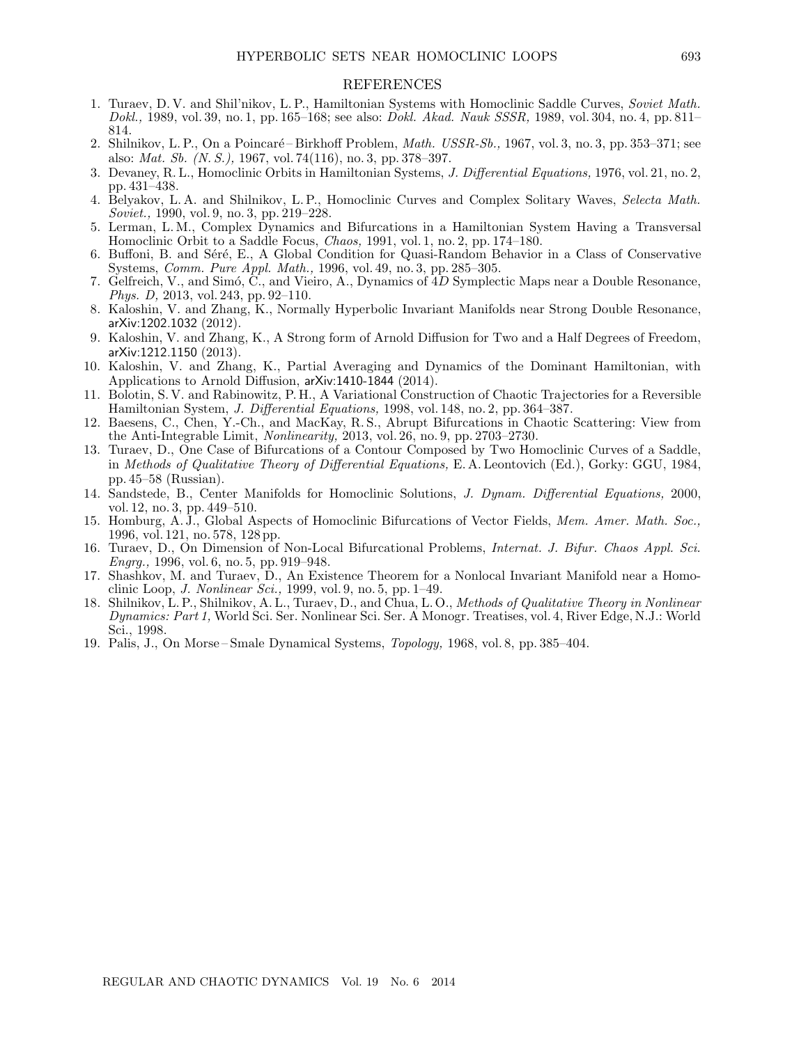## REFERENCES

1. Turaev, D. V. and Shil'nikov, L. P., Hamiltonian Systems with Homoclinic Saddle Curves, *Soviet Math. Dokl.,* 1989, vol. 39, no. 1, pp. 165–168; see also: *Dokl. Akad. Nauk SSSR,* 1989, vol. 304, no. 4, pp. 811–814.
2. Shilnikov, L. P., On a Poincaré – Birkhoff Problem, *Math. USSR-Sb.,* 1967, vol. 3, no. 3, pp. 353–371; see also: *Mat. Sb. (N. S.),* 1967, vol. 74(116), no. 3, pp. 378–397.
3. Devaney, R. L., Homoclinic Orbits in Hamiltonian Systems, *J. Differential Equations,* 1976, vol. 21, no. 2, pp. 431–438.
4. Belyakov, L. A. and Shilnikov, L. P., Homoclinic Curves and Complex Solitary Waves, *Selecta Math. Soviet.,* 1990, vol. 9, no. 3, pp. 219–228.
5. Lerman, L. M., Complex Dynamics and Bifurcations in a Hamiltonian System Having a Transversal Homoclinic Orbit to a Saddle Focus, *Chaos,* 1991, vol. 1, no. 2, pp. 174–180.
6. Buffoni, B. and Séré, E., A Global Condition for Quasi-Random Behavior in a Class of Conservative Systems, *Comm. Pure Appl. Math.,* 1996, vol. 49, no. 3, pp. 285–305.
7. Gelfreich, V., and Simó, C., and Vieiro, A., Dynamics of 4*D* Symplectic Maps near a Double Resonance, *Phys. D,* 2013, vol. 243, pp. 92–110.
8. Kaloshin, V. and Zhang, K., Normally Hyperbolic Invariant Manifolds near Strong Double Resonance, arXiv:1202.1032 (2012).
9. Kaloshin, V. and Zhang, K., A Strong form of Arnold Diffusion for Two and a Half Degrees of Freedom, arXiv:1212.1150 (2013).
10. Kaloshin, V. and Zhang, K., Partial Averaging and Dynamics of the Dominant Hamiltonian, with Applications to Arnold Diffusion, arXiv:1410-1844 (2014).
11. Bolotin, S. V. and Rabinowitz, P. H., A Variational Construction of Chaotic Trajectories for a Reversible Hamiltonian System, *J. Differential Equations,* 1998, vol. 148, no. 2, pp. 364–387.
12. Baesens, C., Chen, Y.-Ch., and MacKay, R. S., Abrupt Bifurcations in Chaotic Scattering: View from the Anti-Integrable Limit, *Nonlinearity,* 2013, vol. 26, no. 9, pp. 2703–2730.
13. Turaev, D., One Case of Bifurcations of a Contour Composed by Two Homoclinic Curves of a Saddle, in *Methods of Qualitative Theory of Differential Equations,* E. A. Leontovich (Ed.), Gorky: GGU, 1984, pp. 45–58 (Russian).
14. Sandstede, B., Center Manifolds for Homoclinic Solutions, *J. Dynam. Differential Equations,* 2000, vol. 12, no. 3, pp. 449–510.
15. Homburg, A. J., Global Aspects of Homoclinic Bifurcations of Vector Fields, *Mem. Amer. Math. Soc.,* 1996, vol. 121, no. 578, 128 pp.
16. Turaev, D., On Dimension of Non-Local Bifurcational Problems, *Internat. J. Bifur. Chaos Appl. Sci. Engrg.,* 1996, vol. 6, no. 5, pp. 919–948.
17. Shashkov, M. and Turaev, D., An Existence Theorem for a Nonlocal Invariant Manifold near a Homoclinic Loop, *J. Nonlinear Sci.,* 1999, vol. 9, no. 5, pp. 1–49.
18. Shilnikov, L. P., Shilnikov, A. L., Turaev, D., and Chua, L. O., *Methods of Qualitative Theory in Nonlinear Dynamics: Part 1,* World Sci. Ser. Nonlinear Sci. Ser. A Monogr. Treatises, vol. 4, River Edge, N.J.: World Sci., 1998.
19. Palis, J., On Morse – Smale Dynamical Systems, *Topology,* 1968, vol. 8, pp. 385–404.